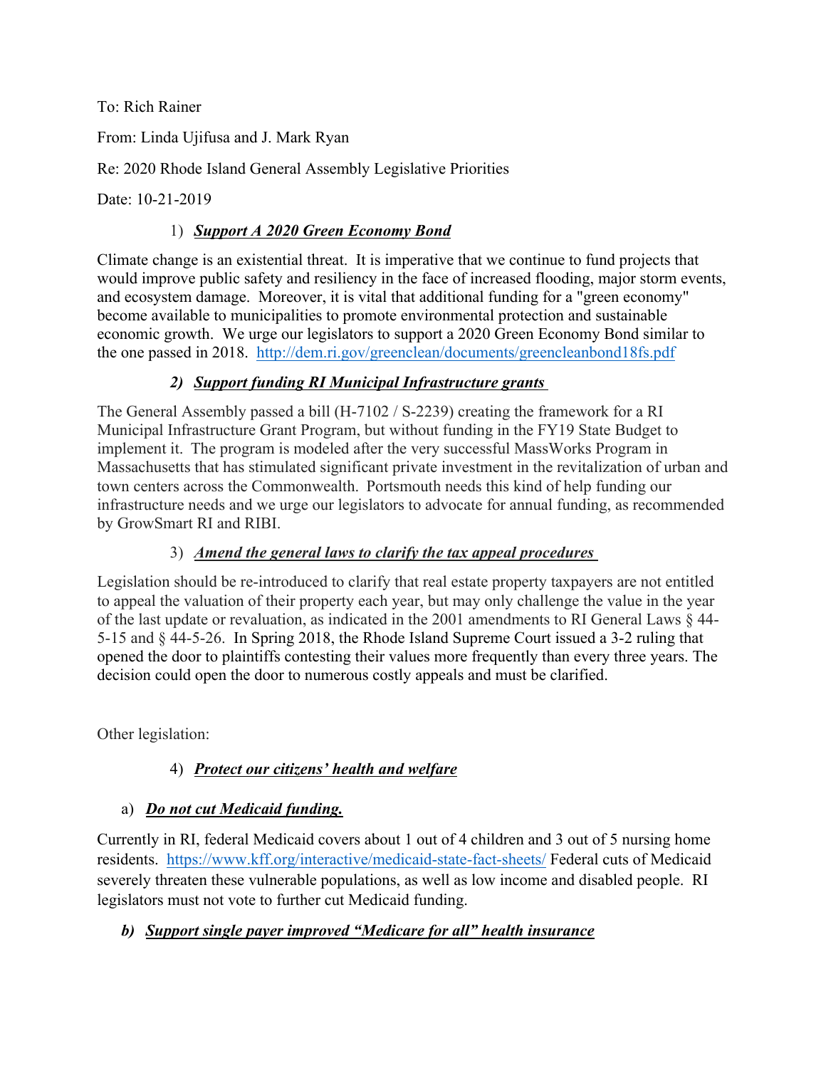To: Rich Rainer

From: Linda Ujifusa and J. Mark Ryan

Re: 2020 Rhode Island General Assembly Legislative Priorities

Date: 10-21-2019

1) ***Support A 2020 Green Economy Bond***

Climate change is an existential threat. It is imperative that we continue to fund projects that would improve public safety and resiliency in the face of increased flooding, major storm events, and ecosystem damage. Moreover, it is vital that additional funding for a "green economy" become available to municipalities to promote environmental protection and sustainable economic growth. We urge our legislators to support a 2020 Green Economy Bond similar to the one passed in 2018. http://dem.ri.gov/greenclean/documents/greencleanbond18fs.pdf

2) ***Support funding RI Municipal Infrastructure grants***

The General Assembly passed a bill (H-7102 / S-2239) creating the framework for a RI Municipal Infrastructure Grant Program, but without funding in the FY19 State Budget to implement it. The program is modeled after the very successful MassWorks Program in Massachusetts that has stimulated significant private investment in the revitalization of urban and town centers across the Commonwealth. Portsmouth needs this kind of help funding our infrastructure needs and we urge our legislators to advocate for annual funding, as recommended by GrowSmart RI and RIBI.

3) ***Amend the general laws to clarify the tax appeal procedures***

Legislation should be re-introduced to clarify that real estate property taxpayers are not entitled to appeal the valuation of their property each year, but may only challenge the value in the year of the last update or revaluation, as indicated in the 2001 amendments to RI General Laws § 44-5-15 and § 44-5-26. In Spring 2018, the Rhode Island Supreme Court issued a 3-2 ruling that opened the door to plaintiffs contesting their values more frequently than every three years. The decision could open the door to numerous costly appeals and must be clarified.

Other legislation:

4) ***Protect our citizens' health and welfare***

a) ***Do not cut Medicaid funding.***

Currently in RI, federal Medicaid covers about 1 out of 4 children and 3 out of 5 nursing home residents. https://www.kff.org/interactive/medicaid-state-fact-sheets/ Federal cuts of Medicaid severely threaten these vulnerable populations, as well as low income and disabled people. RI legislators must not vote to further cut Medicaid funding.

b) ***Support single payer improved "Medicare for all" health insurance***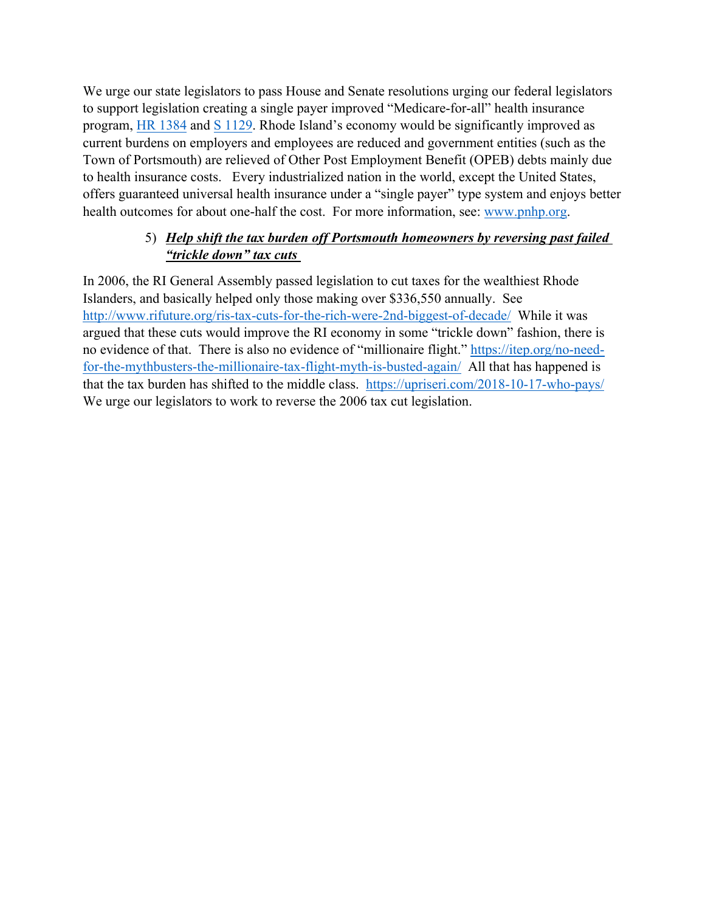We urge our state legislators to pass House and Senate resolutions urging our federal legislators to support legislation creating a single payer improved "Medicare-for-all" health insurance program, [HR 1384]() and [S 1129](). Rhode Island's economy would be significantly improved as current burdens on employers and employees are reduced and government entities (such as the Town of Portsmouth) are relieved of Other Post Employment Benefit (OPEB) debts mainly due to health insurance costs. Every industrialized nation in the world, except the United States, offers guaranteed universal health insurance under a "single payer" type system and enjoys better health outcomes for about one-half the cost. For more information, see: [www.pnhp.org](www.pnhp.org).

5) ***Help shift the tax burden off Portsmouth homeowners by reversing past failed "trickle down" tax cuts***

In 2006, the RI General Assembly passed legislation to cut taxes for the wealthiest Rhode Islanders, and basically helped only those making over $336,550 annually. See http://www.rifuture.org/ris-tax-cuts-for-the-rich-were-2nd-biggest-of-decade/ While it was argued that these cuts would improve the RI economy in some "trickle down" fashion, there is no evidence of that. There is also no evidence of "millionaire flight." https://itep.org/no-need-for-the-mythbusters-the-millionaire-tax-flight-myth-is-busted-again/ All that has happened is that the tax burden has shifted to the middle class. https://upriseri.com/2018-10-17-who-pays/ We urge our legislators to work to reverse the 2006 tax cut legislation.